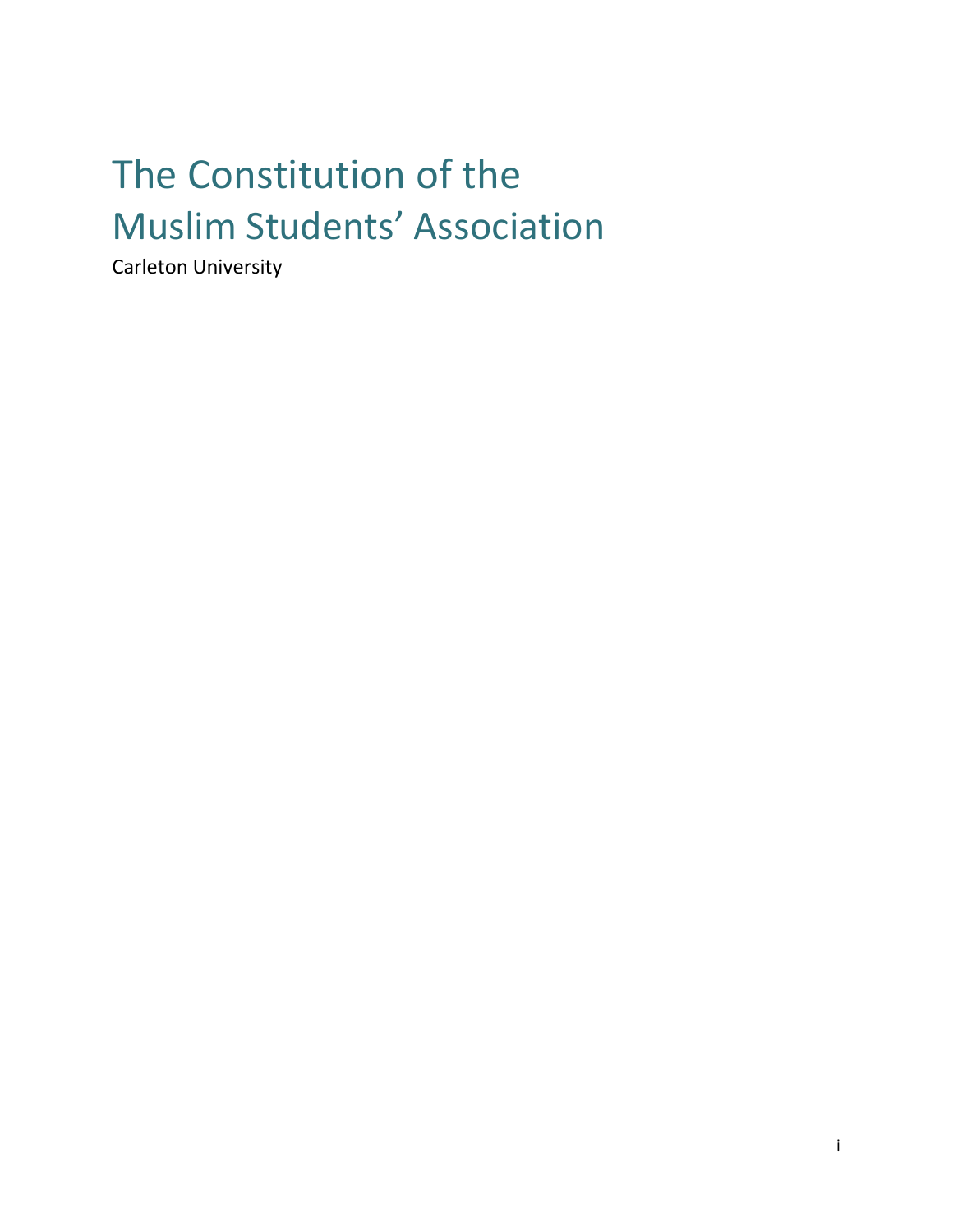# The Constitution of the Muslim Students' Association

Carleton University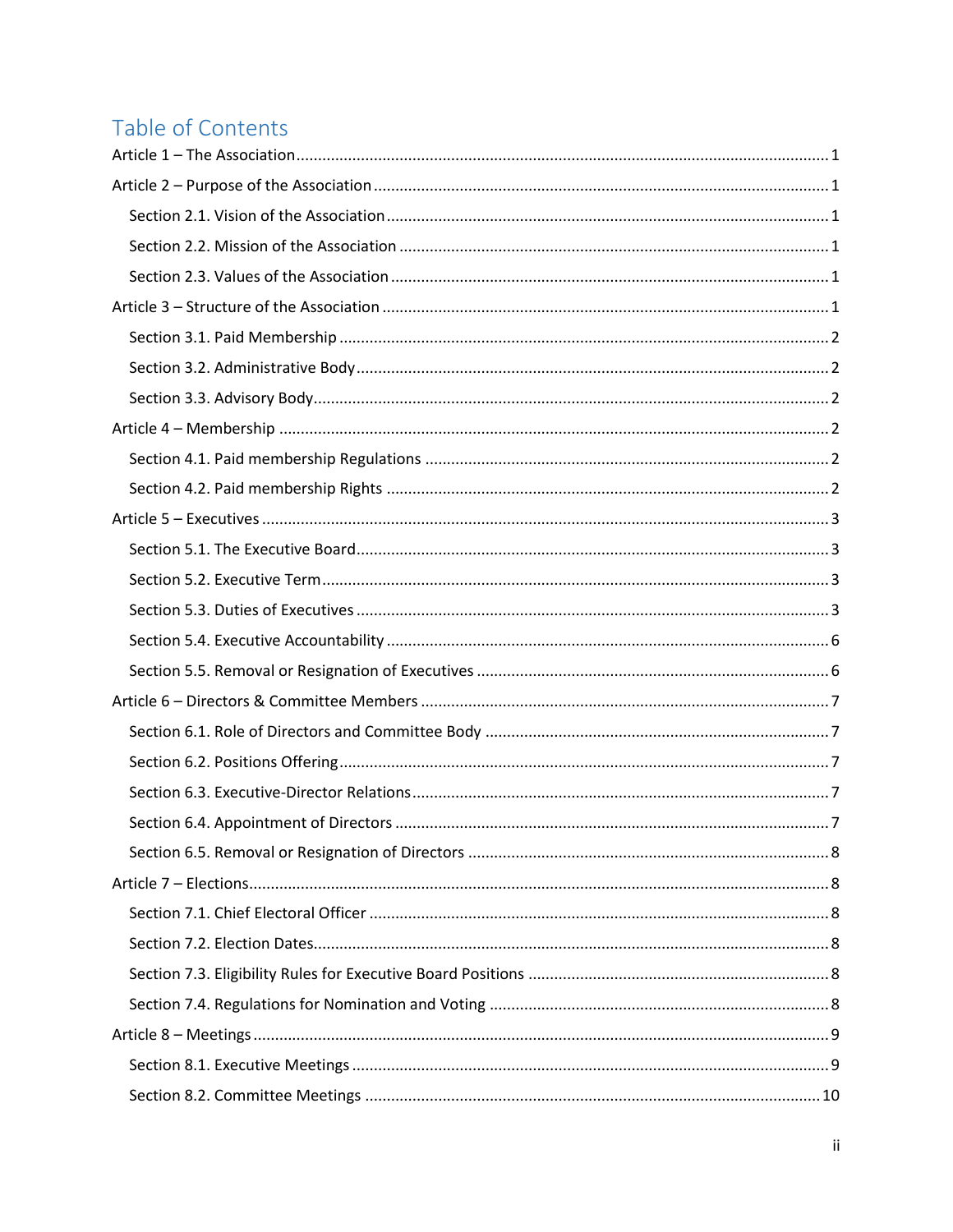# Table of Contents

Article 1 – The Association ........ 1

Article 2 – Purpose of the Association ........ 1

- Section 2.1. Vision of the Association ........ 1
- Section 2.2. Mission of the Association ........ 1
- Section 2.3. Values of the Association ........ 1

Article 3 – Structure of the Association ........ 1

- Section 3.1. Paid Membership ........ 2
- Section 3.2. Administrative Body ........ 2
- Section 3.3. Advisory Body ........ 2

Article 4 – Membership ........ 2

- Section 4.1. Paid membership Regulations ........ 2
- Section 4.2. Paid membership Rights ........ 2

Article 5 – Executives ........ 3

- Section 5.1. The Executive Board ........ 3
- Section 5.2. Executive Term ........ 3
- Section 5.3. Duties of Executives ........ 3
- Section 5.4. Executive Accountability ........ 6
- Section 5.5. Removal or Resignation of Executives ........ 6

Article 6 – Directors & Committee Members ........ 7

- Section 6.1. Role of Directors and Committee Body ........ 7
- Section 6.2. Positions Offering ........ 7
- Section 6.3. Executive-Director Relations ........ 7
- Section 6.4. Appointment of Directors ........ 7
- Section 6.5. Removal or Resignation of Directors ........ 8

Article 7 – Elections ........ 8

- Section 7.1. Chief Electoral Officer ........ 8
- Section 7.2. Election Dates ........ 8
- Section 7.3. Eligibility Rules for Executive Board Positions ........ 8
- Section 7.4. Regulations for Nomination and Voting ........ 8

Article 8 – Meetings ........ 9

- Section 8.1. Executive Meetings ........ 9
- Section 8.2. Committee Meetings ........ 10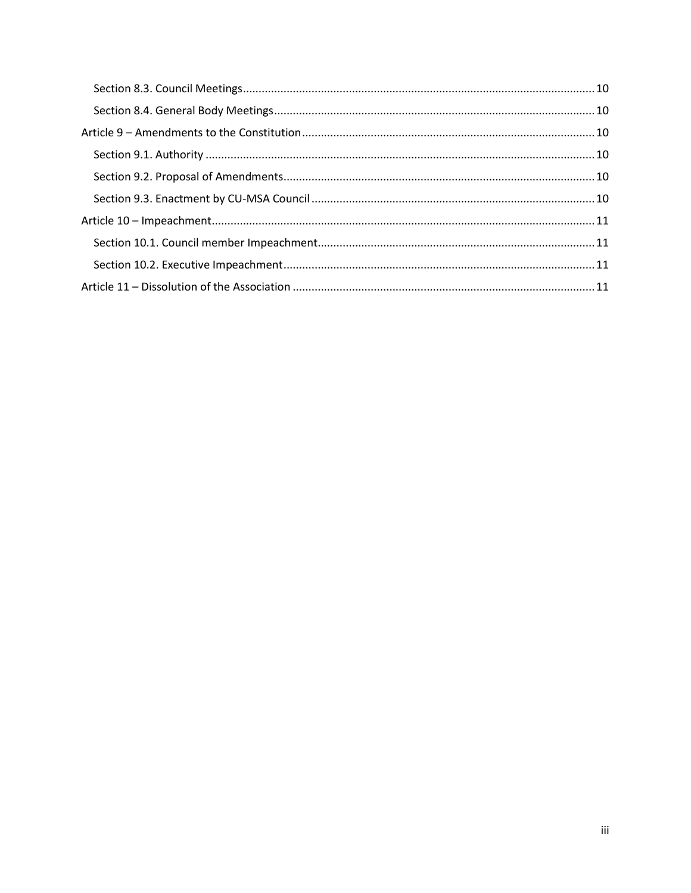- Section 8.3. Council Meetings ........ 10
- Section 8.4. General Body Meetings ........ 10

Article 9 – Amendments to the Constitution ........ 10

- Section 9.1. Authority ........ 10
- Section 9.2. Proposal of Amendments ........ 10
- Section 9.3. Enactment by CU-MSA Council ........ 10

Article 10 – Impeachment ........ 11

- Section 10.1. Council member Impeachment ........ 11
- Section 10.2. Executive Impeachment ........ 11

Article 11 – Dissolution of the Association ........ 11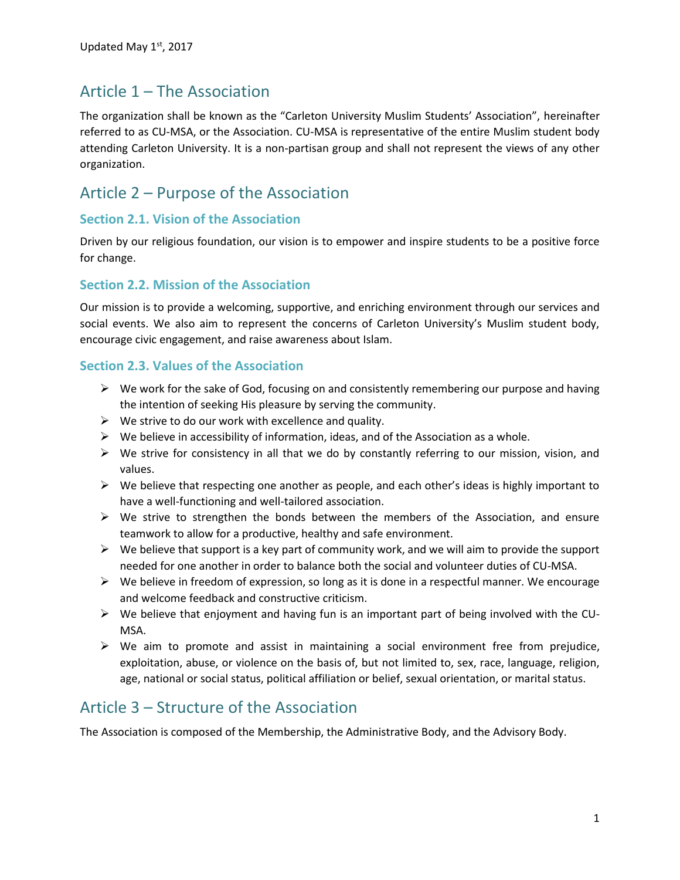Updated May 1st, 2017

## Article 1 – The Association

The organization shall be known as the "Carleton University Muslim Students' Association", hereinafter referred to as CU-MSA, or the Association. CU-MSA is representative of the entire Muslim student body attending Carleton University. It is a non-partisan group and shall not represent the views of any other organization.

## Article 2 – Purpose of the Association

### Section 2.1. Vision of the Association

Driven by our religious foundation, our vision is to empower and inspire students to be a positive force for change.

### Section 2.2. Mission of the Association

Our mission is to provide a welcoming, supportive, and enriching environment through our services and social events. We also aim to represent the concerns of Carleton University's Muslim student body, encourage civic engagement, and raise awareness about Islam.

### Section 2.3. Values of the Association

- We work for the sake of God, focusing on and consistently remembering our purpose and having the intention of seeking His pleasure by serving the community.
- We strive to do our work with excellence and quality.
- We believe in accessibility of information, ideas, and of the Association as a whole.
- We strive for consistency in all that we do by constantly referring to our mission, vision, and values.
- We believe that respecting one another as people, and each other's ideas is highly important to have a well-functioning and well-tailored association.
- We strive to strengthen the bonds between the members of the Association, and ensure teamwork to allow for a productive, healthy and safe environment.
- We believe that support is a key part of community work, and we will aim to provide the support needed for one another in order to balance both the social and volunteer duties of CU-MSA.
- We believe in freedom of expression, so long as it is done in a respectful manner. We encourage and welcome feedback and constructive criticism.
- We believe that enjoyment and having fun is an important part of being involved with the CU-MSA.
- We aim to promote and assist in maintaining a social environment free from prejudice, exploitation, abuse, or violence on the basis of, but not limited to, sex, race, language, religion, age, national or social status, political affiliation or belief, sexual orientation, or marital status.

## Article 3 – Structure of the Association

The Association is composed of the Membership, the Administrative Body, and the Advisory Body.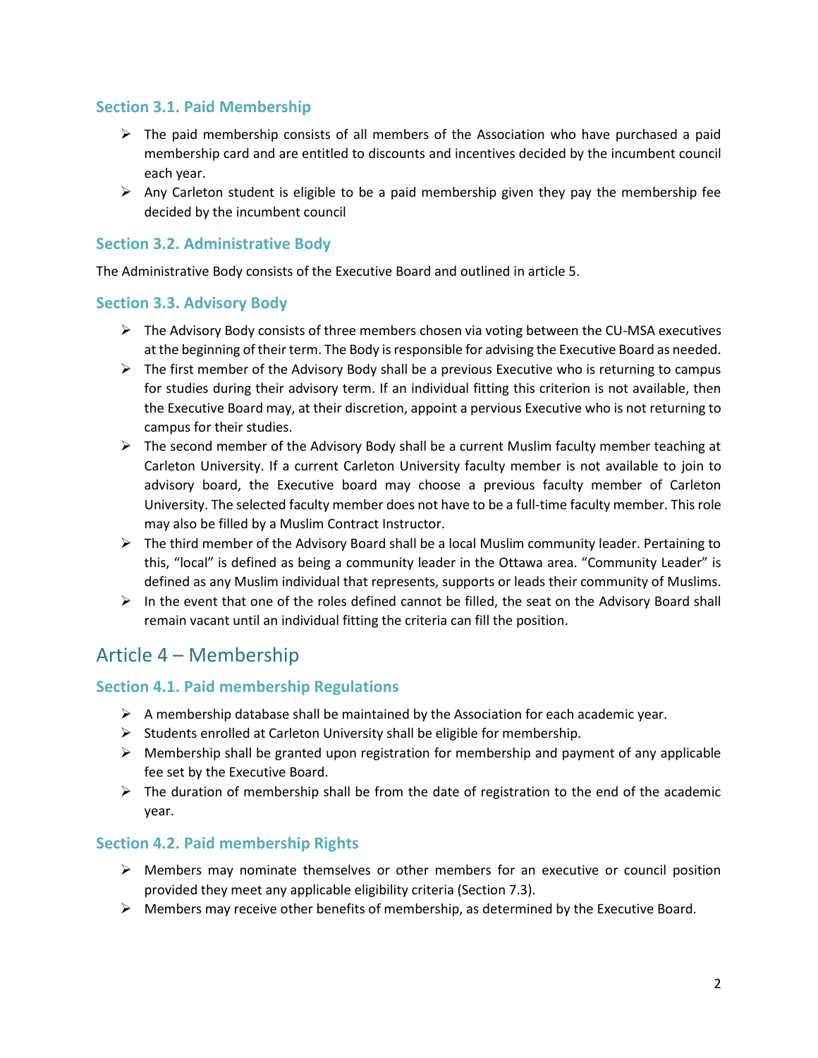### Section 3.1. Paid Membership

- The paid membership consists of all members of the Association who have purchased a paid membership card and are entitled to discounts and incentives decided by the incumbent council each year.
- Any Carleton student is eligible to be a paid membership given they pay the membership fee decided by the incumbent council

### Section 3.2. Administrative Body

The Administrative Body consists of the Executive Board and outlined in article 5.

### Section 3.3. Advisory Body

- The Advisory Body consists of three members chosen via voting between the CU-MSA executives at the beginning of their term. The Body is responsible for advising the Executive Board as needed.
- The first member of the Advisory Body shall be a previous Executive who is returning to campus for studies during their advisory term. If an individual fitting this criterion is not available, then the Executive Board may, at their discretion, appoint a pervious Executive who is not returning to campus for their studies.
- The second member of the Advisory Body shall be a current Muslim faculty member teaching at Carleton University. If a current Carleton University faculty member is not available to join to advisory board, the Executive board may choose a previous faculty member of Carleton University. The selected faculty member does not have to be a full-time faculty member. This role may also be filled by a Muslim Contract Instructor.
- The third member of the Advisory Board shall be a local Muslim community leader. Pertaining to this, "local" is defined as being a community leader in the Ottawa area. "Community Leader" is defined as any Muslim individual that represents, supports or leads their community of Muslims.
- In the event that one of the roles defined cannot be filled, the seat on the Advisory Board shall remain vacant until an individual fitting the criteria can fill the position.

## Article 4 – Membership

### Section 4.1. Paid membership Regulations

- A membership database shall be maintained by the Association for each academic year.
- Students enrolled at Carleton University shall be eligible for membership.
- Membership shall be granted upon registration for membership and payment of any applicable fee set by the Executive Board.
- The duration of membership shall be from the date of registration to the end of the academic year.

### Section 4.2. Paid membership Rights

- Members may nominate themselves or other members for an executive or council position provided they meet any applicable eligibility criteria (Section 7.3).
- Members may receive other benefits of membership, as determined by the Executive Board.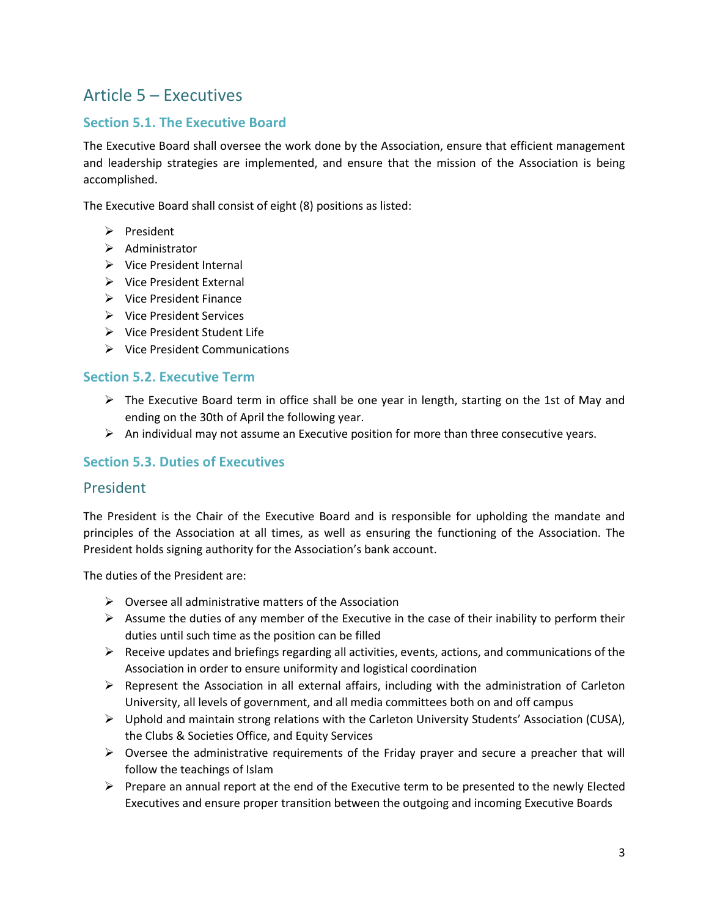# Article 5 – Executives

## Section 5.1. The Executive Board

The Executive Board shall oversee the work done by the Association, ensure that efficient management and leadership strategies are implemented, and ensure that the mission of the Association is being accomplished.

The Executive Board shall consist of eight (8) positions as listed:

- President
- Administrator
- Vice President Internal
- Vice President External
- Vice President Finance
- Vice President Services
- Vice President Student Life
- Vice President Communications

## Section 5.2. Executive Term

- The Executive Board term in office shall be one year in length, starting on the 1st of May and ending on the 30th of April the following year.
- An individual may not assume an Executive position for more than three consecutive years.

## Section 5.3. Duties of Executives

### President

The President is the Chair of the Executive Board and is responsible for upholding the mandate and principles of the Association at all times, as well as ensuring the functioning of the Association. The President holds signing authority for the Association's bank account.

The duties of the President are:

- Oversee all administrative matters of the Association
- Assume the duties of any member of the Executive in the case of their inability to perform their duties until such time as the position can be filled
- Receive updates and briefings regarding all activities, events, actions, and communications of the Association in order to ensure uniformity and logistical coordination
- Represent the Association in all external affairs, including with the administration of Carleton University, all levels of government, and all media committees both on and off campus
- Uphold and maintain strong relations with the Carleton University Students' Association (CUSA), the Clubs & Societies Office, and Equity Services
- Oversee the administrative requirements of the Friday prayer and secure a preacher that will follow the teachings of Islam
- Prepare an annual report at the end of the Executive term to be presented to the newly Elected Executives and ensure proper transition between the outgoing and incoming Executive Boards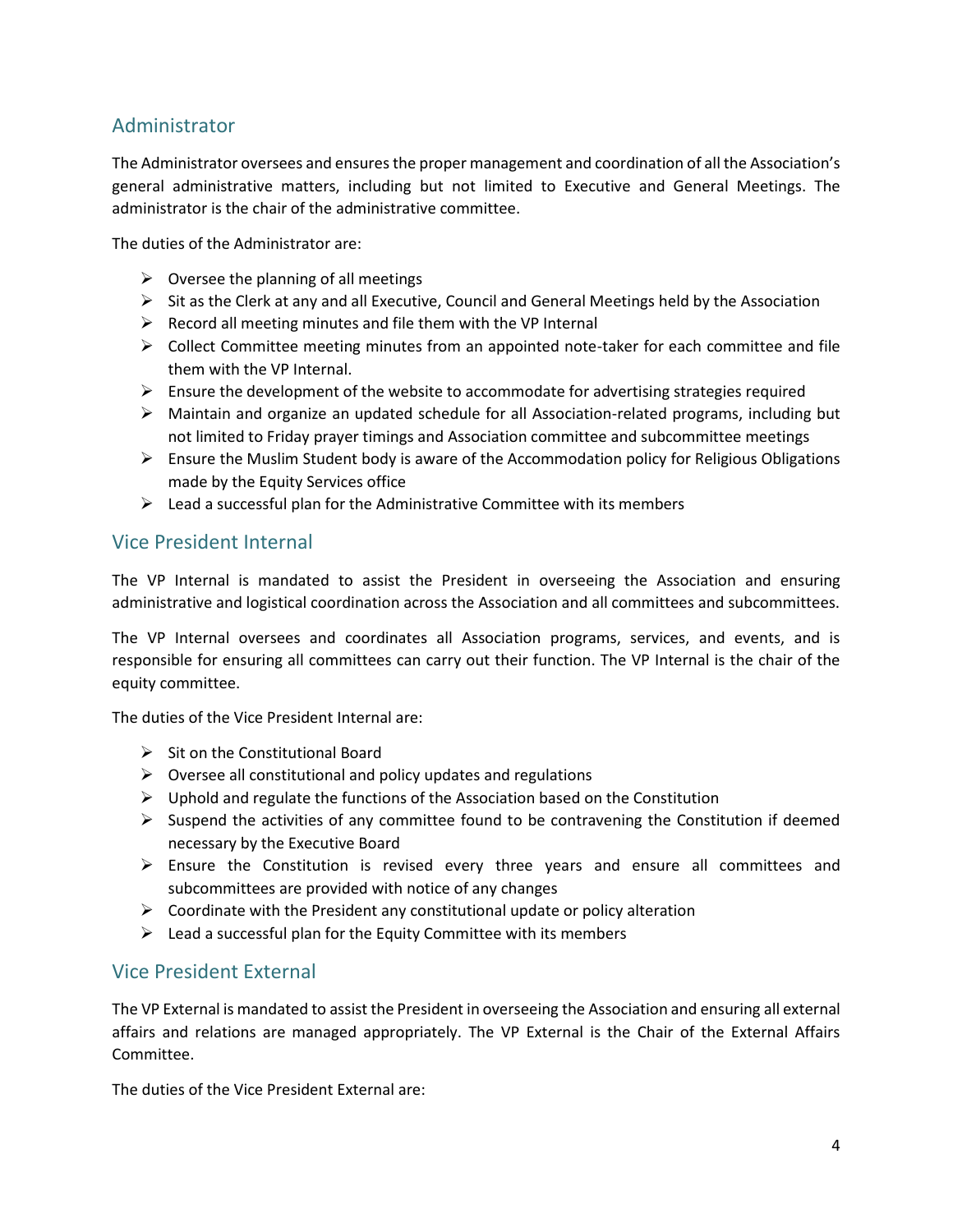## Administrator

The Administrator oversees and ensures the proper management and coordination of all the Association's general administrative matters, including but not limited to Executive and General Meetings. The administrator is the chair of the administrative committee.

The duties of the Administrator are:

- Oversee the planning of all meetings
- Sit as the Clerk at any and all Executive, Council and General Meetings held by the Association
- Record all meeting minutes and file them with the VP Internal
- Collect Committee meeting minutes from an appointed note-taker for each committee and file them with the VP Internal.
- Ensure the development of the website to accommodate for advertising strategies required
- Maintain and organize an updated schedule for all Association-related programs, including but not limited to Friday prayer timings and Association committee and subcommittee meetings
- Ensure the Muslim Student body is aware of the Accommodation policy for Religious Obligations made by the Equity Services office
- Lead a successful plan for the Administrative Committee with its members

## Vice President Internal

The VP Internal is mandated to assist the President in overseeing the Association and ensuring administrative and logistical coordination across the Association and all committees and subcommittees.

The VP Internal oversees and coordinates all Association programs, services, and events, and is responsible for ensuring all committees can carry out their function. The VP Internal is the chair of the equity committee.

The duties of the Vice President Internal are:

- Sit on the Constitutional Board
- Oversee all constitutional and policy updates and regulations
- Uphold and regulate the functions of the Association based on the Constitution
- Suspend the activities of any committee found to be contravening the Constitution if deemed necessary by the Executive Board
- Ensure the Constitution is revised every three years and ensure all committees and subcommittees are provided with notice of any changes
- Coordinate with the President any constitutional update or policy alteration
- Lead a successful plan for the Equity Committee with its members

## Vice President External

The VP External is mandated to assist the President in overseeing the Association and ensuring all external affairs and relations are managed appropriately. The VP External is the Chair of the External Affairs Committee.

The duties of the Vice President External are: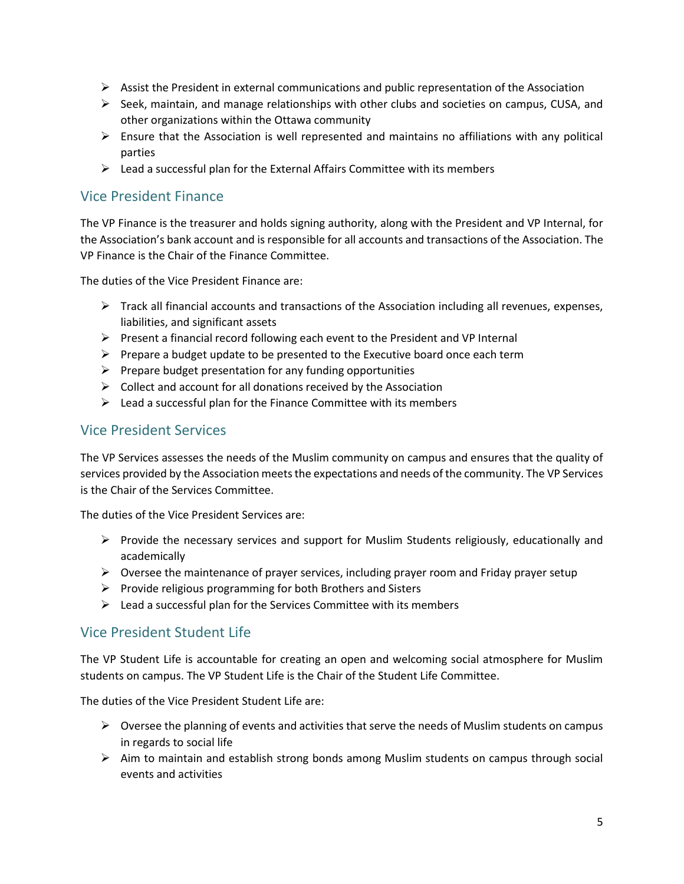- Assist the President in external communications and public representation of the Association
- Seek, maintain, and manage relationships with other clubs and societies on campus, CUSA, and other organizations within the Ottawa community
- Ensure that the Association is well represented and maintains no affiliations with any political parties
- Lead a successful plan for the External Affairs Committee with its members

## Vice President Finance

The VP Finance is the treasurer and holds signing authority, along with the President and VP Internal, for the Association's bank account and is responsible for all accounts and transactions of the Association. The VP Finance is the Chair of the Finance Committee.

The duties of the Vice President Finance are:

- Track all financial accounts and transactions of the Association including all revenues, expenses, liabilities, and significant assets
- Present a financial record following each event to the President and VP Internal
- Prepare a budget update to be presented to the Executive board once each term
- Prepare budget presentation for any funding opportunities
- Collect and account for all donations received by the Association
- Lead a successful plan for the Finance Committee with its members

## Vice President Services

The VP Services assesses the needs of the Muslim community on campus and ensures that the quality of services provided by the Association meets the expectations and needs of the community. The VP Services is the Chair of the Services Committee.

The duties of the Vice President Services are:

- Provide the necessary services and support for Muslim Students religiously, educationally and academically
- Oversee the maintenance of prayer services, including prayer room and Friday prayer setup
- Provide religious programming for both Brothers and Sisters
- Lead a successful plan for the Services Committee with its members

## Vice President Student Life

The VP Student Life is accountable for creating an open and welcoming social atmosphere for Muslim students on campus. The VP Student Life is the Chair of the Student Life Committee.

The duties of the Vice President Student Life are:

- Oversee the planning of events and activities that serve the needs of Muslim students on campus in regards to social life
- Aim to maintain and establish strong bonds among Muslim students on campus through social events and activities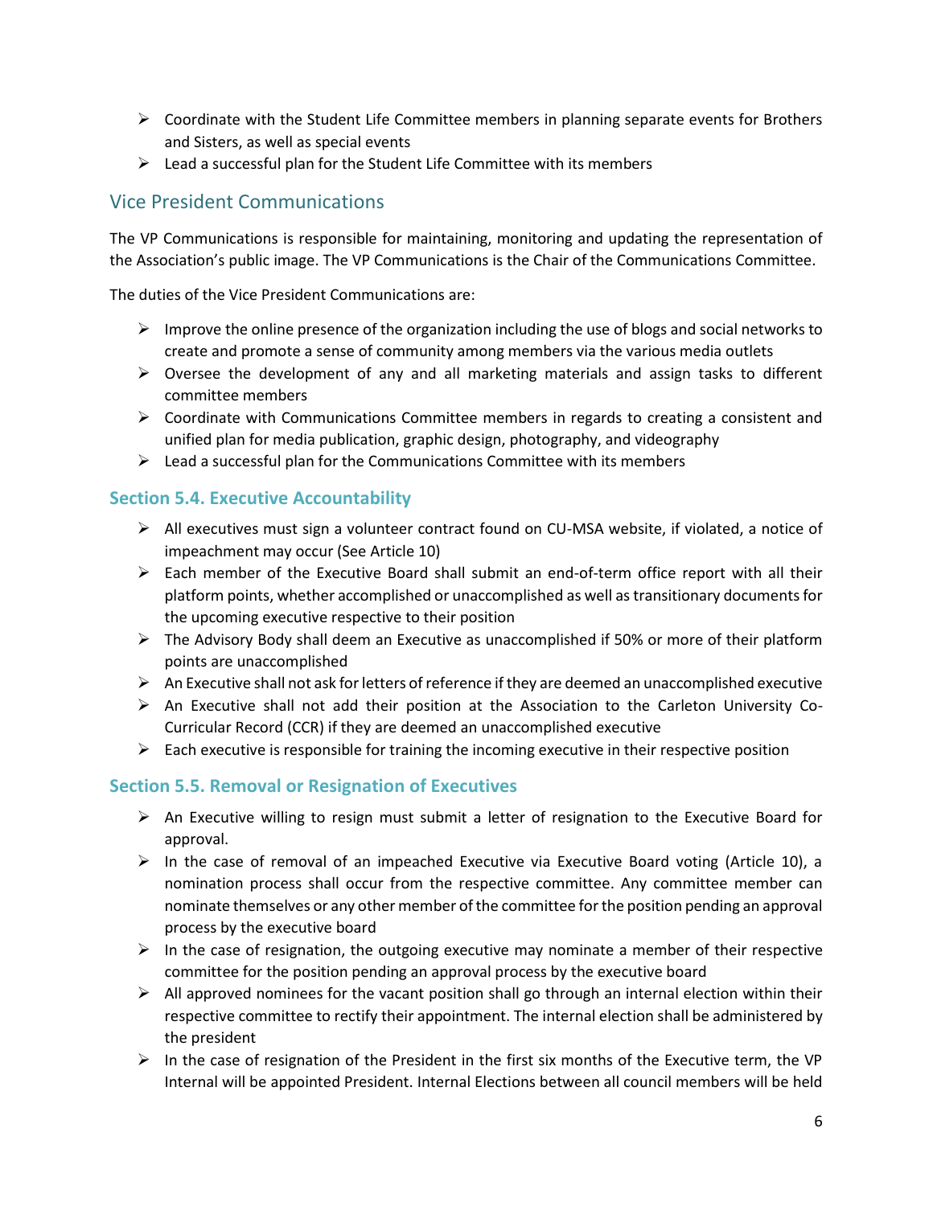- Coordinate with the Student Life Committee members in planning separate events for Brothers and Sisters, as well as special events
- Lead a successful plan for the Student Life Committee with its members

## Vice President Communications

The VP Communications is responsible for maintaining, monitoring and updating the representation of the Association's public image. The VP Communications is the Chair of the Communications Committee.

The duties of the Vice President Communications are:

- Improve the online presence of the organization including the use of blogs and social networks to create and promote a sense of community among members via the various media outlets
- Oversee the development of any and all marketing materials and assign tasks to different committee members
- Coordinate with Communications Committee members in regards to creating a consistent and unified plan for media publication, graphic design, photography, and videography
- Lead a successful plan for the Communications Committee with its members

### Section 5.4. Executive Accountability

- All executives must sign a volunteer contract found on CU-MSA website, if violated, a notice of impeachment may occur (See Article 10)
- Each member of the Executive Board shall submit an end-of-term office report with all their platform points, whether accomplished or unaccomplished as well as transitionary documents for the upcoming executive respective to their position
- The Advisory Body shall deem an Executive as unaccomplished if 50% or more of their platform points are unaccomplished
- An Executive shall not ask for letters of reference if they are deemed an unaccomplished executive
- An Executive shall not add their position at the Association to the Carleton University Co-Curricular Record (CCR) if they are deemed an unaccomplished executive
- Each executive is responsible for training the incoming executive in their respective position

### Section 5.5. Removal or Resignation of Executives

- An Executive willing to resign must submit a letter of resignation to the Executive Board for approval.
- In the case of removal of an impeached Executive via Executive Board voting (Article 10), a nomination process shall occur from the respective committee. Any committee member can nominate themselves or any other member of the committee for the position pending an approval process by the executive board
- In the case of resignation, the outgoing executive may nominate a member of their respective committee for the position pending an approval process by the executive board
- All approved nominees for the vacant position shall go through an internal election within their respective committee to rectify their appointment. The internal election shall be administered by the president
- In the case of resignation of the President in the first six months of the Executive term, the VP Internal will be appointed President. Internal Elections between all council members will be held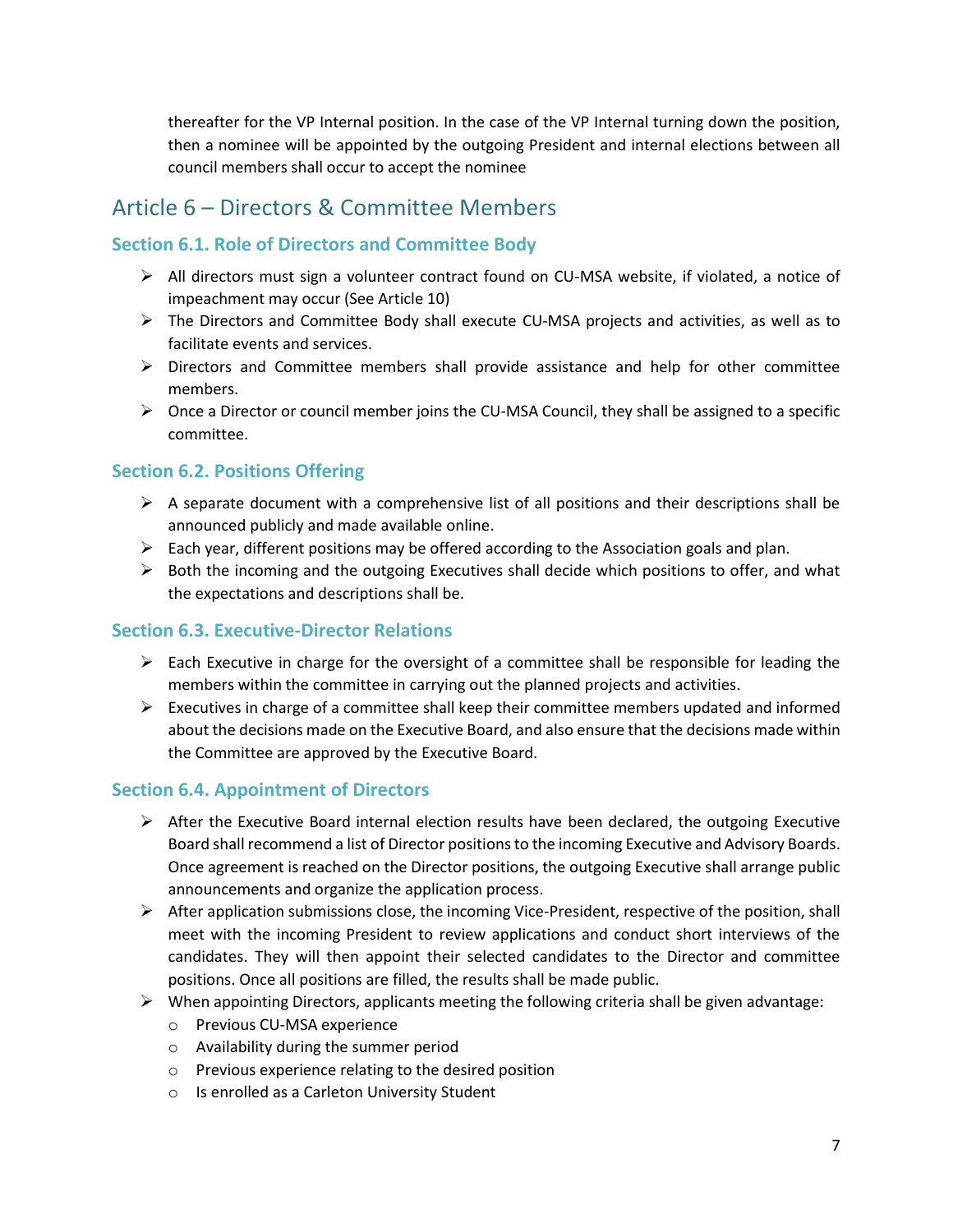thereafter for the VP Internal position. In the case of the VP Internal turning down the position, then a nominee will be appointed by the outgoing President and internal elections between all council members shall occur to accept the nominee

## Article 6 – Directors & Committee Members

### Section 6.1. Role of Directors and Committee Body

- All directors must sign a volunteer contract found on CU-MSA website, if violated, a notice of impeachment may occur (See Article 10)
- The Directors and Committee Body shall execute CU-MSA projects and activities, as well as to facilitate events and services.
- Directors and Committee members shall provide assistance and help for other committee members.
- Once a Director or council member joins the CU-MSA Council, they shall be assigned to a specific committee.

### Section 6.2. Positions Offering

- A separate document with a comprehensive list of all positions and their descriptions shall be announced publicly and made available online.
- Each year, different positions may be offered according to the Association goals and plan.
- Both the incoming and the outgoing Executives shall decide which positions to offer, and what the expectations and descriptions shall be.

### Section 6.3. Executive-Director Relations

- Each Executive in charge for the oversight of a committee shall be responsible for leading the members within the committee in carrying out the planned projects and activities.
- Executives in charge of a committee shall keep their committee members updated and informed about the decisions made on the Executive Board, and also ensure that the decisions made within the Committee are approved by the Executive Board.

### Section 6.4. Appointment of Directors

- After the Executive Board internal election results have been declared, the outgoing Executive Board shall recommend a list of Director positions to the incoming Executive and Advisory Boards. Once agreement is reached on the Director positions, the outgoing Executive shall arrange public announcements and organize the application process.
- After application submissions close, the incoming Vice-President, respective of the position, shall meet with the incoming President to review applications and conduct short interviews of the candidates. They will then appoint their selected candidates to the Director and committee positions. Once all positions are filled, the results shall be made public.
- When appointing Directors, applicants meeting the following criteria shall be given advantage:
  - Previous CU-MSA experience
  - Availability during the summer period
  - Previous experience relating to the desired position
  - Is enrolled as a Carleton University Student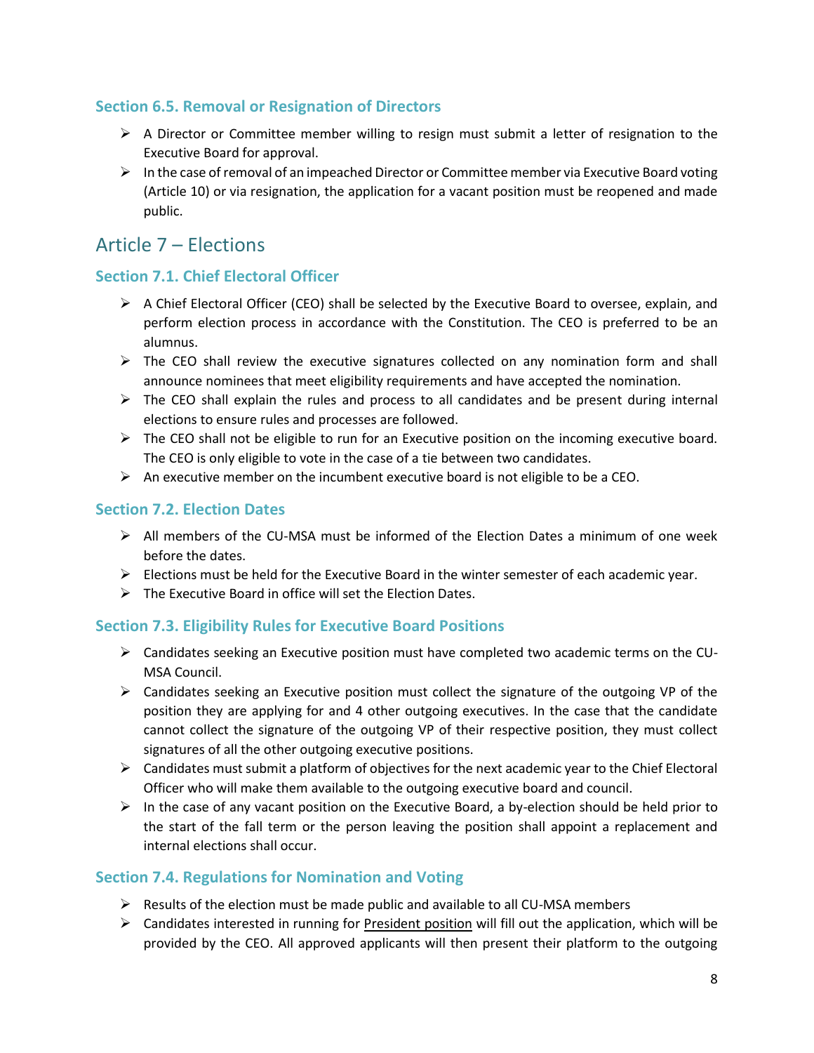### Section 6.5. Removal or Resignation of Directors

- A Director or Committee member willing to resign must submit a letter of resignation to the Executive Board for approval.
- In the case of removal of an impeached Director or Committee member via Executive Board voting (Article 10) or via resignation, the application for a vacant position must be reopened and made public.

## Article 7 – Elections

### Section 7.1. Chief Electoral Officer

- A Chief Electoral Officer (CEO) shall be selected by the Executive Board to oversee, explain, and perform election process in accordance with the Constitution. The CEO is preferred to be an alumnus.
- The CEO shall review the executive signatures collected on any nomination form and shall announce nominees that meet eligibility requirements and have accepted the nomination.
- The CEO shall explain the rules and process to all candidates and be present during internal elections to ensure rules and processes are followed.
- The CEO shall not be eligible to run for an Executive position on the incoming executive board. The CEO is only eligible to vote in the case of a tie between two candidates.
- An executive member on the incumbent executive board is not eligible to be a CEO.

### Section 7.2. Election Dates

- All members of the CU-MSA must be informed of the Election Dates a minimum of one week before the dates.
- Elections must be held for the Executive Board in the winter semester of each academic year.
- The Executive Board in office will set the Election Dates.

### Section 7.3. Eligibility Rules for Executive Board Positions

- Candidates seeking an Executive position must have completed two academic terms on the CU-MSA Council.
- Candidates seeking an Executive position must collect the signature of the outgoing VP of the position they are applying for and 4 other outgoing executives. In the case that the candidate cannot collect the signature of the outgoing VP of their respective position, they must collect signatures of all the other outgoing executive positions.
- Candidates must submit a platform of objectives for the next academic year to the Chief Electoral Officer who will make them available to the outgoing executive board and council.
- In the case of any vacant position on the Executive Board, a by-election should be held prior to the start of the fall term or the person leaving the position shall appoint a replacement and internal elections shall occur.

### Section 7.4. Regulations for Nomination and Voting

- Results of the election must be made public and available to all CU-MSA members
- Candidates interested in running for <u>President position</u> will fill out the application, which will be provided by the CEO. All approved applicants will then present their platform to the outgoing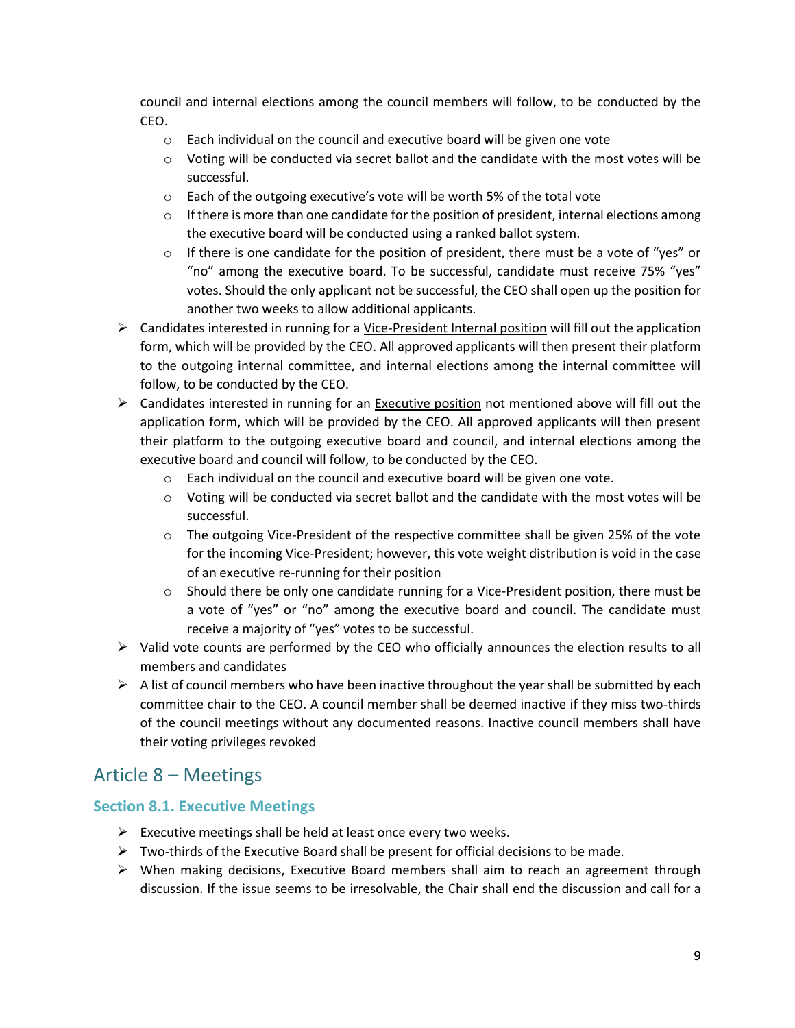council and internal elections among the council members will follow, to be conducted by the CEO.

- Each individual on the council and executive board will be given one vote
- Voting will be conducted via secret ballot and the candidate with the most votes will be successful.
- Each of the outgoing executive's vote will be worth 5% of the total vote
- If there is more than one candidate for the position of president, internal elections among the executive board will be conducted using a ranked ballot system.
- If there is one candidate for the position of president, there must be a vote of "yes" or "no" among the executive board. To be successful, candidate must receive 75% "yes" votes. Should the only applicant not be successful, the CEO shall open up the position for another two weeks to allow additional applicants.

- Candidates interested in running for a <u>Vice-President Internal position</u> will fill out the application form, which will be provided by the CEO. All approved applicants will then present their platform to the outgoing internal committee, and internal elections among the internal committee will follow, to be conducted by the CEO.
- Candidates interested in running for an <u>Executive position</u> not mentioned above will fill out the application form, which will be provided by the CEO. All approved applicants will then present their platform to the outgoing executive board and council, and internal elections among the executive board and council will follow, to be conducted by the CEO.
  - Each individual on the council and executive board will be given one vote.
  - Voting will be conducted via secret ballot and the candidate with the most votes will be successful.
  - The outgoing Vice-President of the respective committee shall be given 25% of the vote for the incoming Vice-President; however, this vote weight distribution is void in the case of an executive re-running for their position
  - Should there be only one candidate running for a Vice-President position, there must be a vote of "yes" or "no" among the executive board and council. The candidate must receive a majority of "yes" votes to be successful.
- Valid vote counts are performed by the CEO who officially announces the election results to all members and candidates
- A list of council members who have been inactive throughout the year shall be submitted by each committee chair to the CEO. A council member shall be deemed inactive if they miss two-thirds of the council meetings without any documented reasons. Inactive council members shall have their voting privileges revoked

## Article 8 – Meetings

### Section 8.1. Executive Meetings

- Executive meetings shall be held at least once every two weeks.
- Two-thirds of the Executive Board shall be present for official decisions to be made.
- When making decisions, Executive Board members shall aim to reach an agreement through discussion. If the issue seems to be irresolvable, the Chair shall end the discussion and call for a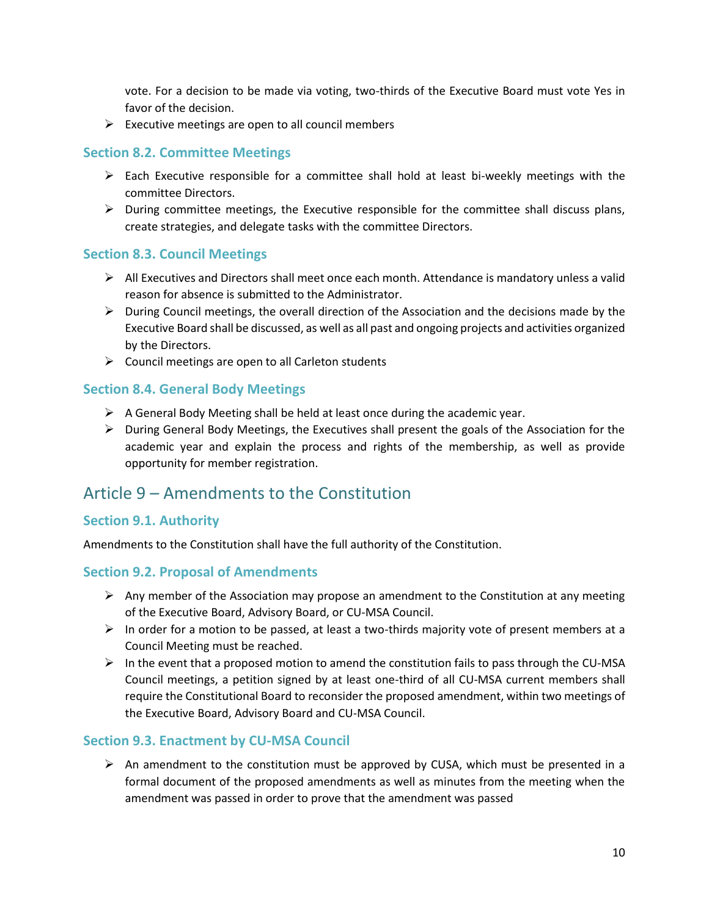vote. For a decision to be made via voting, two-thirds of the Executive Board must vote Yes in favor of the decision.

- Executive meetings are open to all council members

### Section 8.2. Committee Meetings

- Each Executive responsible for a committee shall hold at least bi-weekly meetings with the committee Directors.
- During committee meetings, the Executive responsible for the committee shall discuss plans, create strategies, and delegate tasks with the committee Directors.

### Section 8.3. Council Meetings

- All Executives and Directors shall meet once each month. Attendance is mandatory unless a valid reason for absence is submitted to the Administrator.
- During Council meetings, the overall direction of the Association and the decisions made by the Executive Board shall be discussed, as well as all past and ongoing projects and activities organized by the Directors.
- Council meetings are open to all Carleton students

### Section 8.4. General Body Meetings

- A General Body Meeting shall be held at least once during the academic year.
- During General Body Meetings, the Executives shall present the goals of the Association for the academic year and explain the process and rights of the membership, as well as provide opportunity for member registration.

## Article 9 – Amendments to the Constitution

### Section 9.1. Authority

Amendments to the Constitution shall have the full authority of the Constitution.

### Section 9.2. Proposal of Amendments

- Any member of the Association may propose an amendment to the Constitution at any meeting of the Executive Board, Advisory Board, or CU-MSA Council.
- In order for a motion to be passed, at least a two-thirds majority vote of present members at a Council Meeting must be reached.
- In the event that a proposed motion to amend the constitution fails to pass through the CU-MSA Council meetings, a petition signed by at least one-third of all CU-MSA current members shall require the Constitutional Board to reconsider the proposed amendment, within two meetings of the Executive Board, Advisory Board and CU-MSA Council.

### Section 9.3. Enactment by CU-MSA Council

- An amendment to the constitution must be approved by CUSA, which must be presented in a formal document of the proposed amendments as well as minutes from the meeting when the amendment was passed in order to prove that the amendment was passed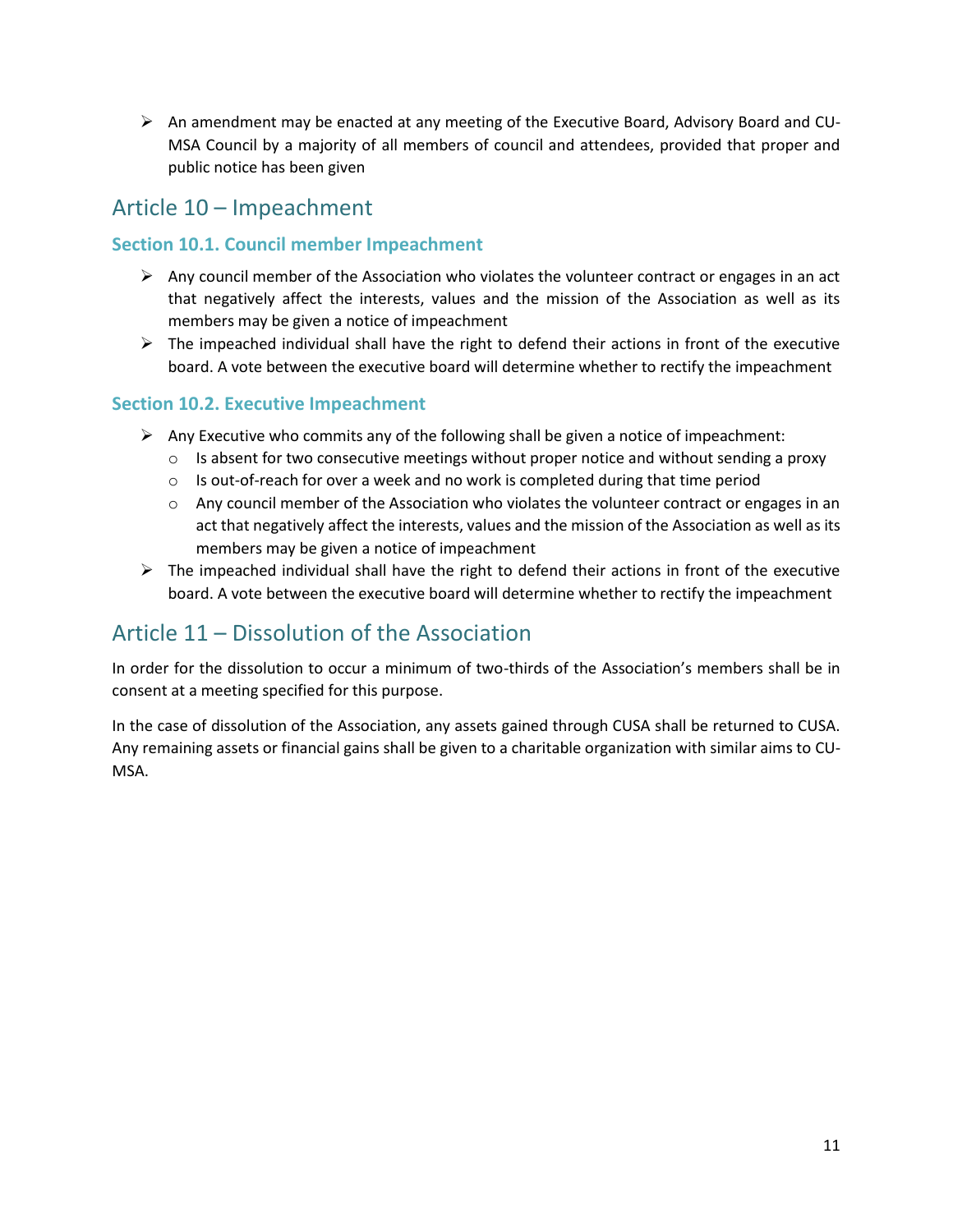- An amendment may be enacted at any meeting of the Executive Board, Advisory Board and CU-MSA Council by a majority of all members of council and attendees, provided that proper and public notice has been given

## Article 10 – Impeachment

### Section 10.1. Council member Impeachment

- Any council member of the Association who violates the volunteer contract or engages in an act that negatively affect the interests, values and the mission of the Association as well as its members may be given a notice of impeachment
- The impeached individual shall have the right to defend their actions in front of the executive board. A vote between the executive board will determine whether to rectify the impeachment

### Section 10.2. Executive Impeachment

- Any Executive who commits any of the following shall be given a notice of impeachment:
  - Is absent for two consecutive meetings without proper notice and without sending a proxy
  - Is out-of-reach for over a week and no work is completed during that time period
  - Any council member of the Association who violates the volunteer contract or engages in an act that negatively affect the interests, values and the mission of the Association as well as its members may be given a notice of impeachment
- The impeached individual shall have the right to defend their actions in front of the executive board. A vote between the executive board will determine whether to rectify the impeachment

## Article 11 – Dissolution of the Association

In order for the dissolution to occur a minimum of two-thirds of the Association's members shall be in consent at a meeting specified for this purpose.

In the case of dissolution of the Association, any assets gained through CUSA shall be returned to CUSA. Any remaining assets or financial gains shall be given to a charitable organization with similar aims to CU-MSA.